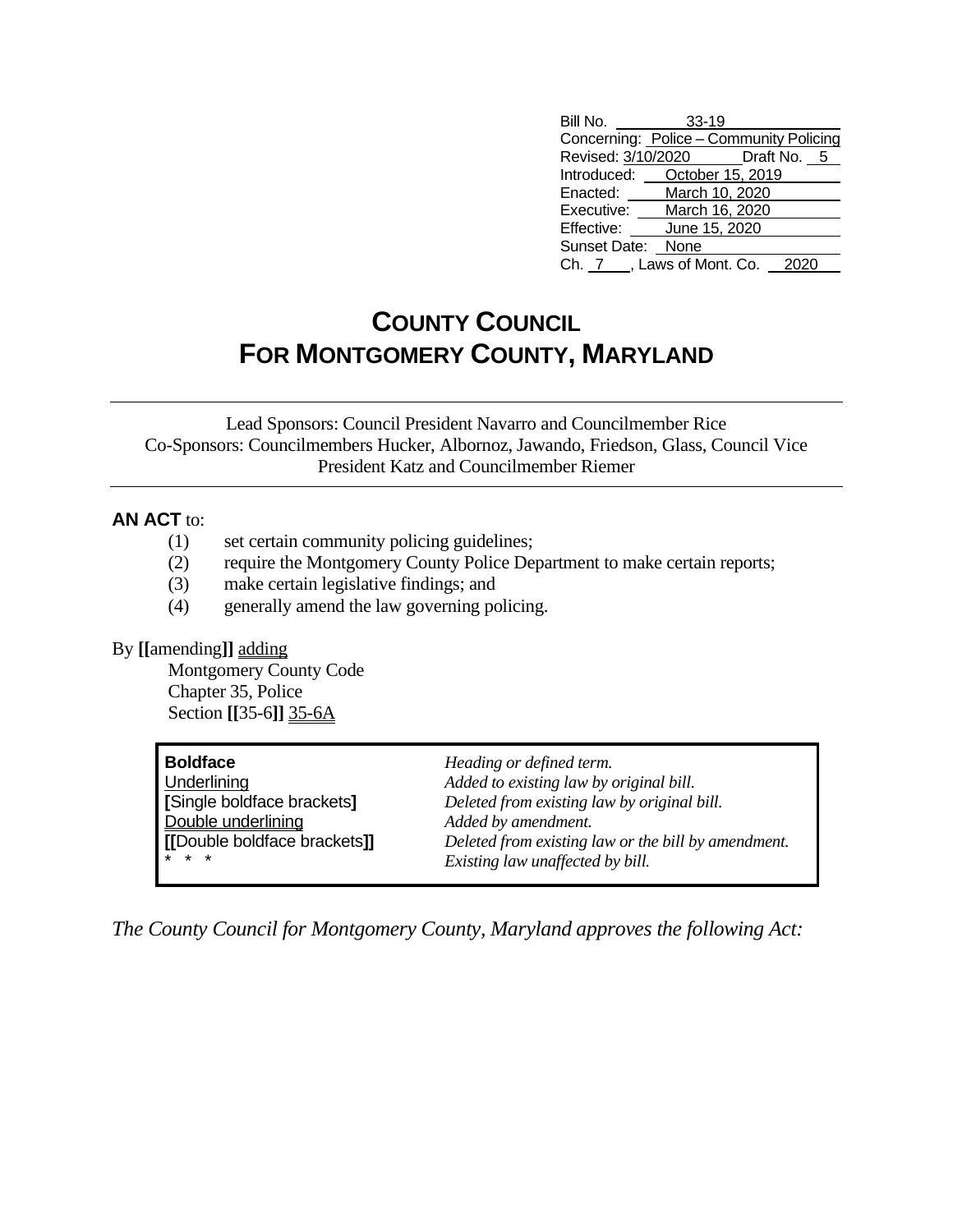| | |
|---|---|
| Bill No. | 33-19 |
| Concerning: | Police – Community Policing |
| Revised: 3/10/2020 | Draft No. 5 |
| Introduced: | October 15, 2019 |
| Enacted: | March 10, 2020 |
| Executive: | March 16, 2020 |
| Effective: | June 15, 2020 |
| Sunset Date: | None |
| Ch. 7, Laws of Mont. Co. | 2020 |

# COUNTY COUNCIL
# FOR MONTGOMERY COUNTY, MARYLAND

Lead Sponsors: Council President Navarro and Councilmember Rice
Co-Sponsors: Councilmembers Hucker, Albornoz, Jawando, Friedson, Glass, Council Vice President Katz and Councilmember Riemer

**AN ACT** to:

(1) set certain community policing guidelines;
(2) require the Montgomery County Police Department to make certain reports;
(3) make certain legislative findings; and
(4) generally amend the law governing policing.

By **[[**amending**]]** <u>adding</u>
Montgomery County Code
Chapter 35, Police
Section **[[**35-6**]]** <u>35-6A</u>

| | |
|---|---|
| **Boldface** | *Heading or defined term.* |
| <u>Underlining</u> | *Added to existing law by original bill.* |
| **[**Single boldface brackets**]** | *Deleted from existing law by original bill.* |
| <u>Double underlining</u> | *Added by amendment.* |
| **[[**Double boldface brackets**]]** | *Deleted from existing law or the bill by amendment.* |
| * * * | *Existing law unaffected by bill.* |

*The County Council for Montgomery County, Maryland approves the following Act:*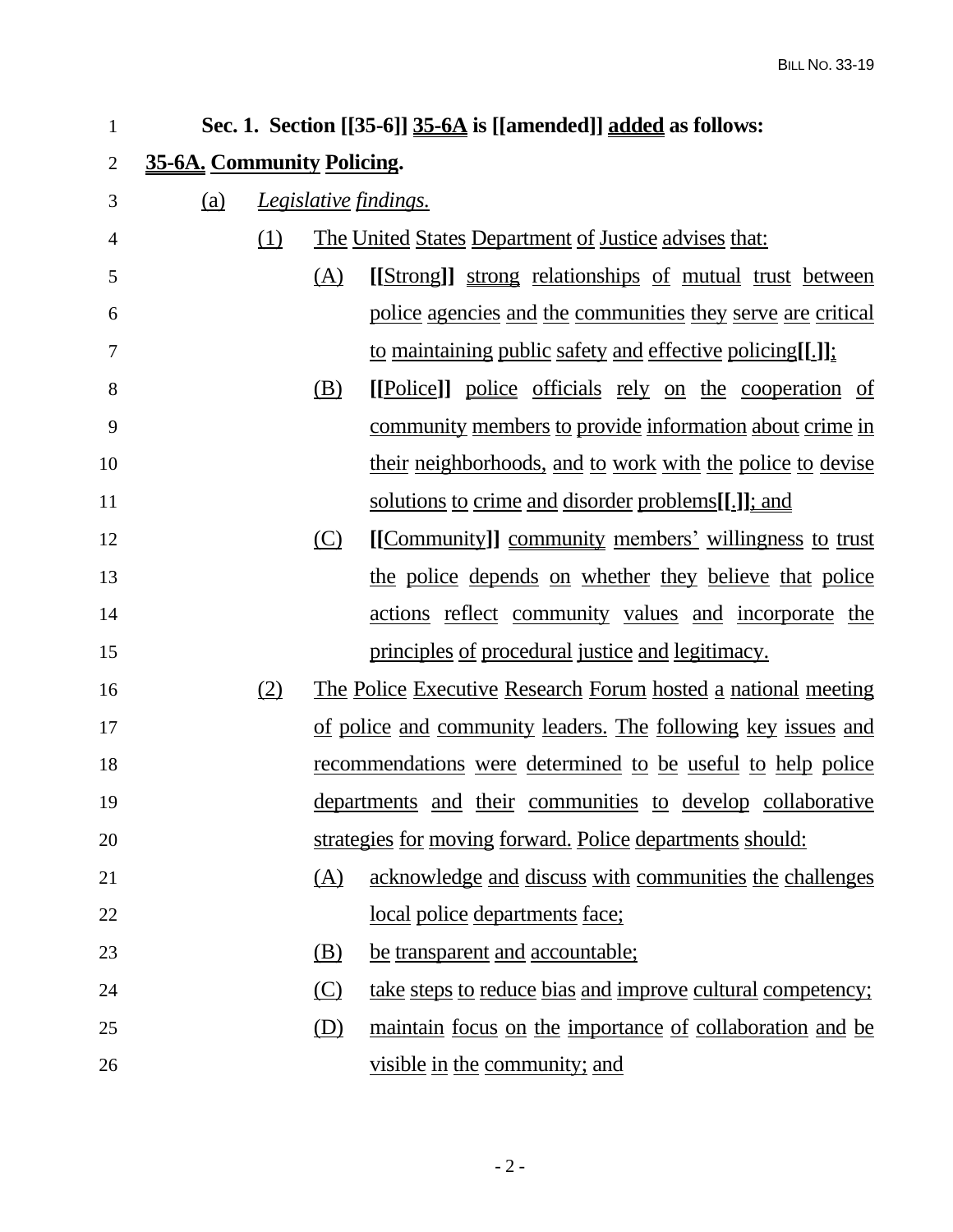**Sec. 1. Section [[35-6]] 35-6A is [[amended]] added as follows:**

**35-6A. Community Policing.**

(a) *Legislative findings.*

(1) The United States Department of Justice advises that:

(A) **[[**Strong**]]** strong relationships of mutual trust between police agencies and the communities they serve are critical to maintaining public safety and effective policing**[[**.**]]**;

(B) **[[**Police**]]** police officials rely on the cooperation of community members to provide information about crime in their neighborhoods, and to work with the police to devise solutions to crime and disorder problems**[[**.**]]**; and

(C) **[[**Community**]]** community members' willingness to trust the police depends on whether they believe that police actions reflect community values and incorporate the principles of procedural justice and legitimacy.

(2) The Police Executive Research Forum hosted a national meeting of police and community leaders. The following key issues and recommendations were determined to be useful to help police departments and their communities to develop collaborative strategies for moving forward. Police departments should:

(A) acknowledge and discuss with communities the challenges local police departments face;

(B) be transparent and accountable;

(C) take steps to reduce bias and improve cultural competency;

(D) maintain focus on the importance of collaboration and be visible in the community; and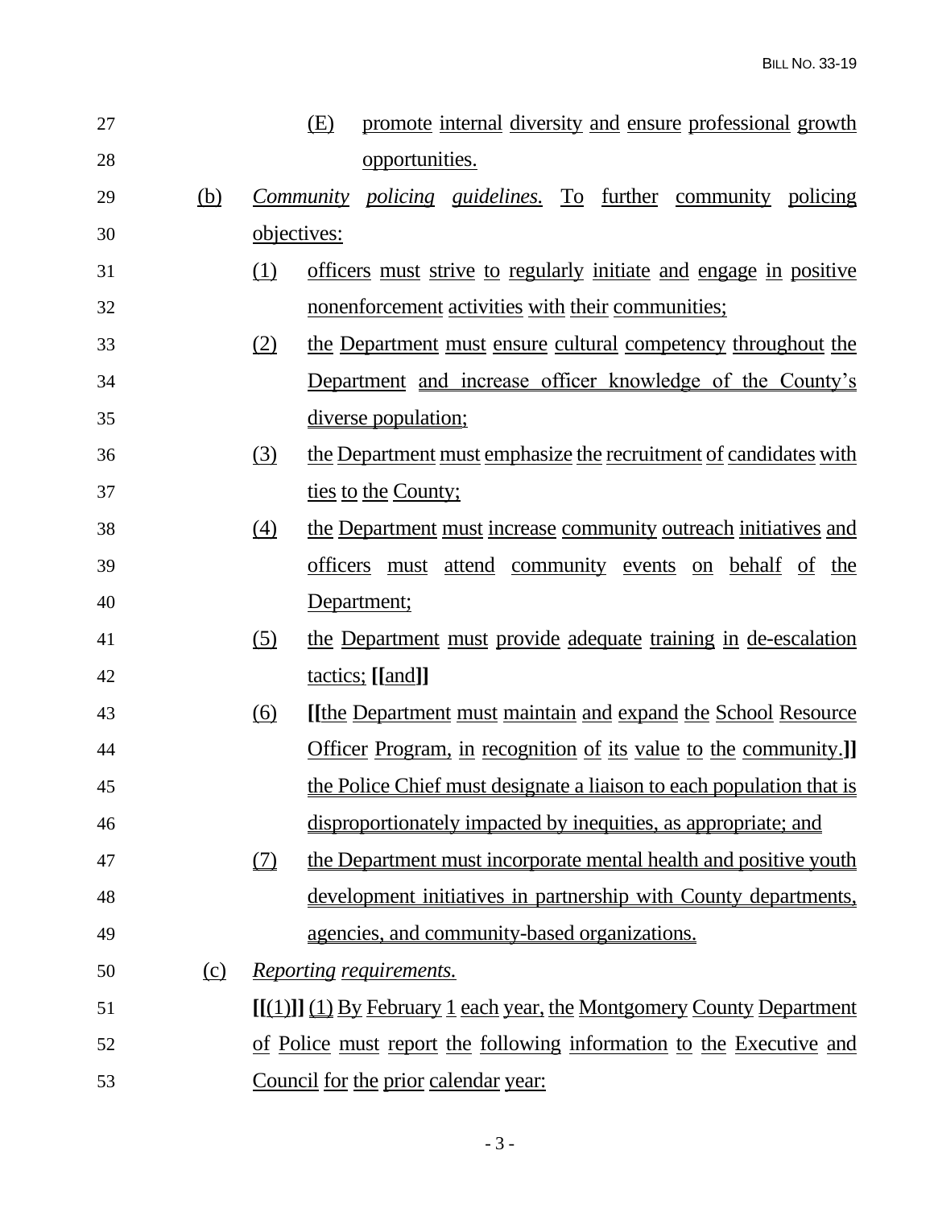(E) promote internal diversity and ensure professional growth opportunities.

(b) *Community policing guidelines.* To further community policing objectives:

(1) officers must strive to regularly initiate and engage in positive nonenforcement activities with their communities;

(2) the Department must ensure cultural competency throughout the Department and increase officer knowledge of the County's diverse population;

(3) the Department must emphasize the recruitment of candidates with ties to the County;

(4) the Department must increase community outreach initiatives and officers must attend community events on behalf of the Department;

(5) the Department must provide adequate training in de-escalation tactics; **[[**and**]]**

(6) **[[**the Department must maintain and expand the School Resource Officer Program, in recognition of its value to the community.**]]** the Police Chief must designate a liaison to each population that is disproportionately impacted by inequities, as appropriate; and

(7) the Department must incorporate mental health and positive youth development initiatives in partnership with County departments, agencies, and community-based organizations.

(c) *Reporting requirements.*

**[[**(1)**]]** (1) By February 1 each year, the Montgomery County Department of Police must report the following information to the Executive and Council for the prior calendar year: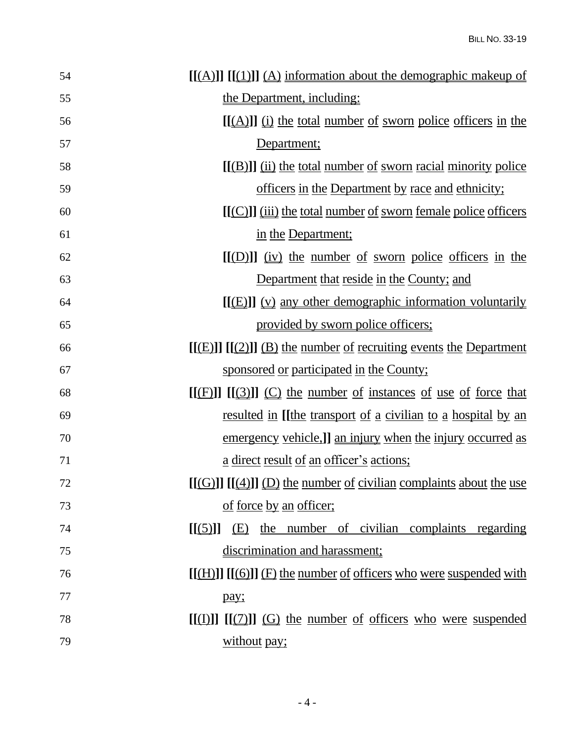54 [[(A)]] [[(1)]] (A) information about the demographic makeup of

55 the Department, including:

56 [[(A)]] (i) the total number of sworn police officers in the

57 Department;

58 [[(B)]] (ii) the total number of sworn racial minority police

59 officers in the Department by race and ethnicity;

60 [[(C)]] (iii) the total number of sworn female police officers

61 in the Department;

62 [[(D)]] (iv) the number of sworn police officers in the

63 Department that reside in the County; and

64 [[(E)]] (v) any other demographic information voluntarily

65 provided by sworn police officers;

66 [[(E)]] [[(2)]] (B) the number of recruiting events the Department

67 sponsored or participated in the County;

68 [[(F)]] [[(3)]] (C) the number of instances of use of force that

69 resulted in [[the transport of a civilian to a hospital by an

70 emergency vehicle,]] an injury when the injury occurred as

71 a direct result of an officer's actions;

72 [[(G)]] [[(4)]] (D) the number of civilian complaints about the use

73 of force by an officer;

74 [[(5)]] (E) the number of civilian complaints regarding

75 discrimination and harassment;

76 [[(H)]] [[(6)]] (F) the number of officers who were suspended with

77 pay;

78 [[(I)]] [[(7)]] (G) the number of officers who were suspended

79 without pay;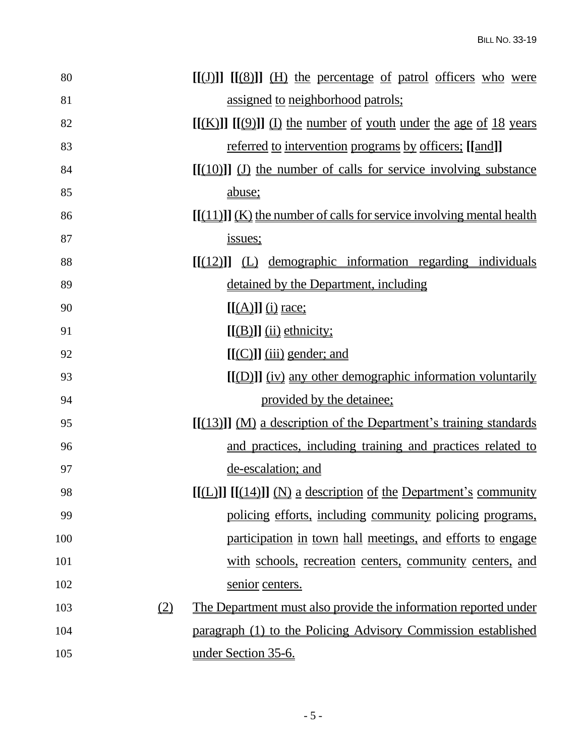[[(J)]] [[(8)]] (H) the percentage of patrol officers who were assigned to neighborhood patrols;

[[(K)]] [[(9)]] (I) the number of youth under the age of 18 years referred to intervention programs by officers; [[and]]

[[(10)]] (J) the number of calls for service involving substance abuse;

[[(11)]] (K) the number of calls for service involving mental health issues;

[[(12)]] (L) demographic information regarding individuals detained by the Department, including

[[(A)]] (i) race;

[[(B)]] (ii) ethnicity;

[[(C)]] (iii) gender; and

[[(D)]] (iv) any other demographic information voluntarily provided by the detainee;

[[(13)]] (M) a description of the Department's training standards and practices, including training and practices related to de-escalation; and

[[(L)]] [[(14)]] (N) a description of the Department's community policing efforts, including community policing programs, participation in town hall meetings, and efforts to engage with schools, recreation centers, community centers, and senior centers.

(2) The Department must also provide the information reported under paragraph (1) to the Policing Advisory Commission established under Section 35-6.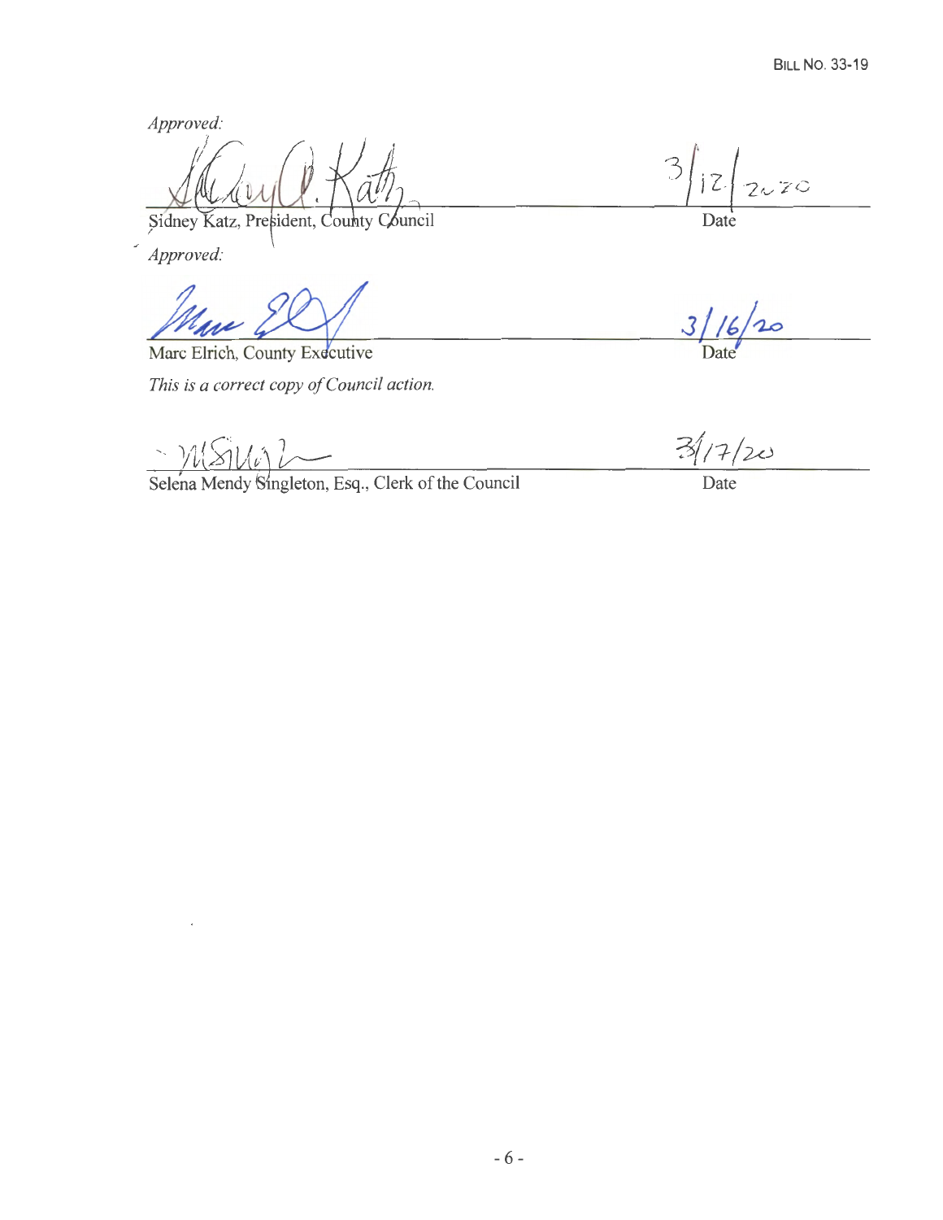*Approved:*

Sidney Katz, President, County Council — Date: 3/12/2020

*Approved:*

Marc Elrich, County Executive — Date: 3/16/20

*This is a correct copy of Council action.*

Selena Mendy Singleton, Esq., Clerk of the Council — Date: 3/17/20